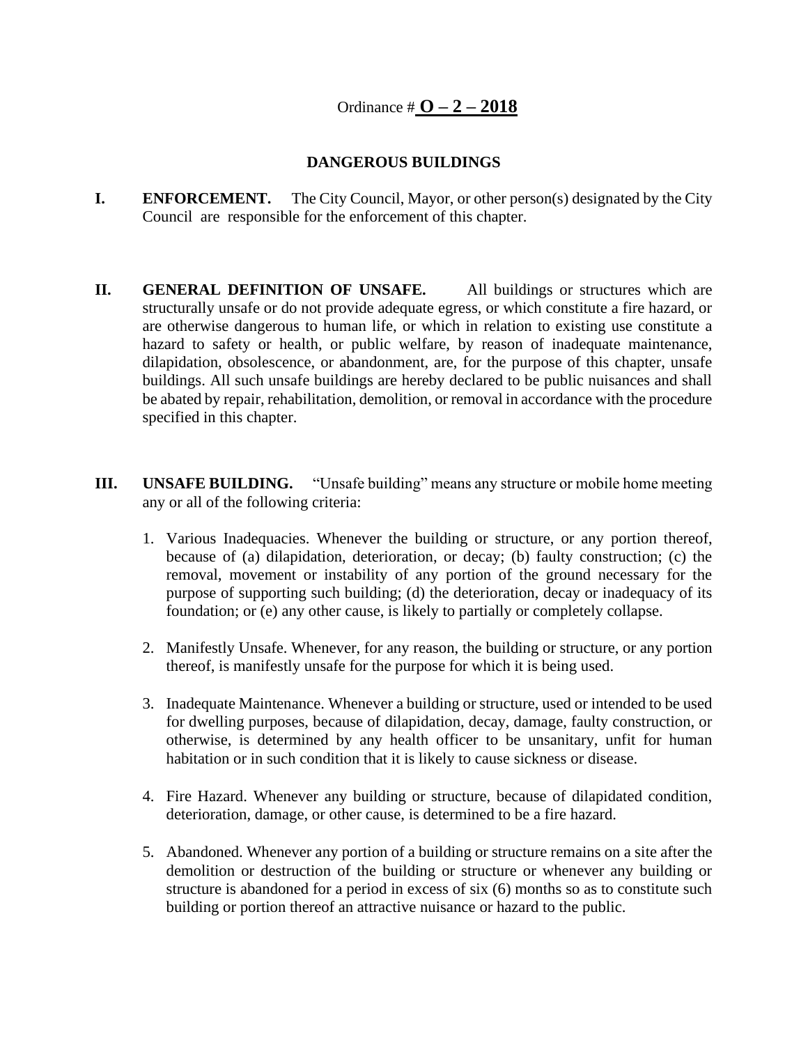Ordinance # **O – 2 – 2018**

# DANGEROUS BUILDINGS

**I. ENFORCEMENT.** The City Council, Mayor, or other person(s) designated by the City Council are responsible for the enforcement of this chapter.

**II. GENERAL DEFINITION OF UNSAFE.** All buildings or structures which are structurally unsafe or do not provide adequate egress, or which constitute a fire hazard, or are otherwise dangerous to human life, or which in relation to existing use constitute a hazard to safety or health, or public welfare, by reason of inadequate maintenance, dilapidation, obsolescence, or abandonment, are, for the purpose of this chapter, unsafe buildings. All such unsafe buildings are hereby declared to be public nuisances and shall be abated by repair, rehabilitation, demolition, or removal in accordance with the procedure specified in this chapter.

**III. UNSAFE BUILDING.** "Unsafe building" means any structure or mobile home meeting any or all of the following criteria:

1. Various Inadequacies. Whenever the building or structure, or any portion thereof, because of (a) dilapidation, deterioration, or decay; (b) faulty construction; (c) the removal, movement or instability of any portion of the ground necessary for the purpose of supporting such building; (d) the deterioration, decay or inadequacy of its foundation; or (e) any other cause, is likely to partially or completely collapse.

2. Manifestly Unsafe. Whenever, for any reason, the building or structure, or any portion thereof, is manifestly unsafe for the purpose for which it is being used.

3. Inadequate Maintenance. Whenever a building or structure, used or intended to be used for dwelling purposes, because of dilapidation, decay, damage, faulty construction, or otherwise, is determined by any health officer to be unsanitary, unfit for human habitation or in such condition that it is likely to cause sickness or disease.

4. Fire Hazard. Whenever any building or structure, because of dilapidated condition, deterioration, damage, or other cause, is determined to be a fire hazard.

5. Abandoned. Whenever any portion of a building or structure remains on a site after the demolition or destruction of the building or structure or whenever any building or structure is abandoned for a period in excess of six (6) months so as to constitute such building or portion thereof an attractive nuisance or hazard to the public.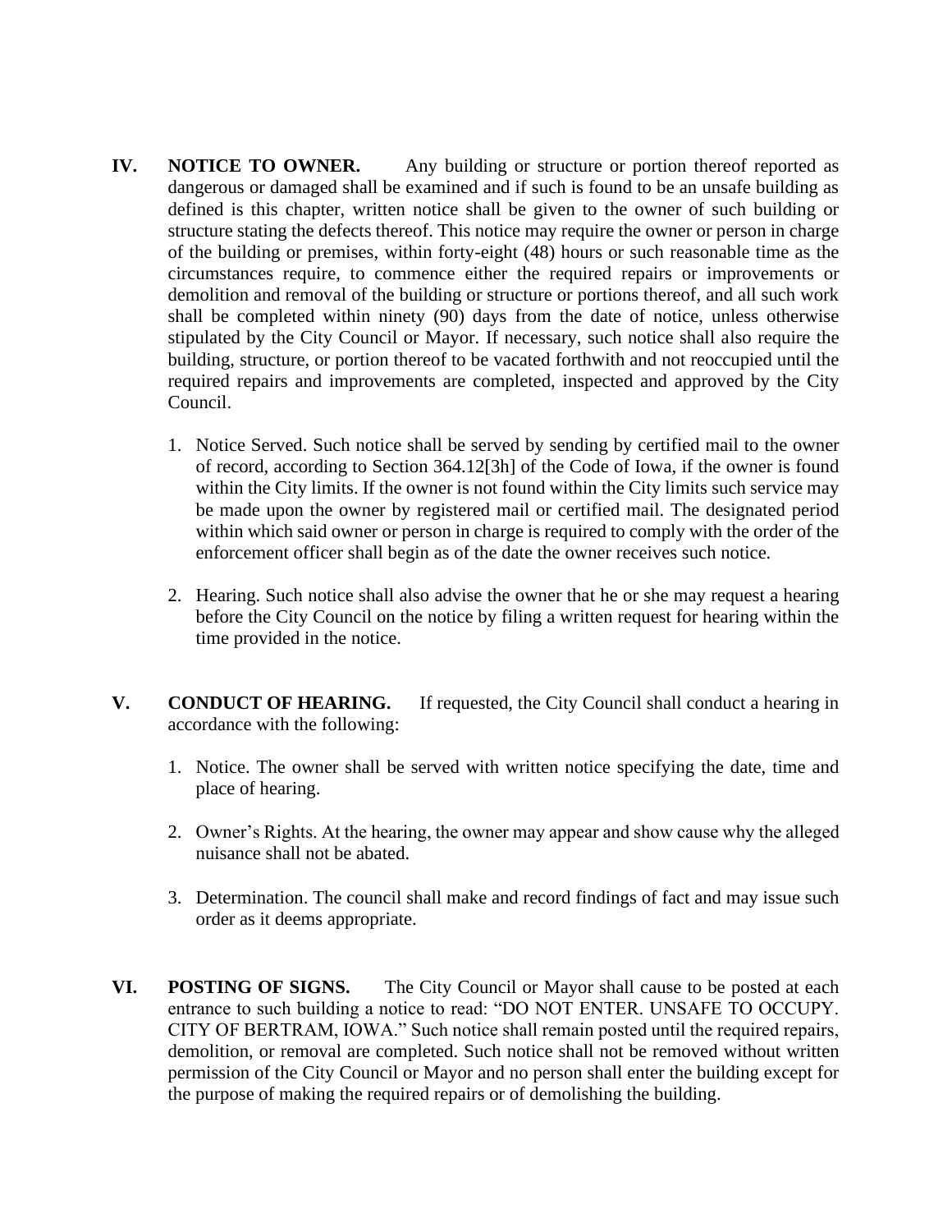**IV. NOTICE TO OWNER.** Any building or structure or portion thereof reported as dangerous or damaged shall be examined and if such is found to be an unsafe building as defined is this chapter, written notice shall be given to the owner of such building or structure stating the defects thereof. This notice may require the owner or person in charge of the building or premises, within forty-eight (48) hours or such reasonable time as the circumstances require, to commence either the required repairs or improvements or demolition and removal of the building or structure or portions thereof, and all such work shall be completed within ninety (90) days from the date of notice, unless otherwise stipulated by the City Council or Mayor. If necessary, such notice shall also require the building, structure, or portion thereof to be vacated forthwith and not reoccupied until the required repairs and improvements are completed, inspected and approved by the City Council.

1. Notice Served. Such notice shall be served by sending by certified mail to the owner of record, according to Section 364.12[3h] of the Code of Iowa, if the owner is found within the City limits. If the owner is not found within the City limits such service may be made upon the owner by registered mail or certified mail. The designated period within which said owner or person in charge is required to comply with the order of the enforcement officer shall begin as of the date the owner receives such notice.

2. Hearing. Such notice shall also advise the owner that he or she may request a hearing before the City Council on the notice by filing a written request for hearing within the time provided in the notice.

**V. CONDUCT OF HEARING.** If requested, the City Council shall conduct a hearing in accordance with the following:

1. Notice. The owner shall be served with written notice specifying the date, time and place of hearing.

2. Owner's Rights. At the hearing, the owner may appear and show cause why the alleged nuisance shall not be abated.

3. Determination. The council shall make and record findings of fact and may issue such order as it deems appropriate.

**VI. POSTING OF SIGNS.** The City Council or Mayor shall cause to be posted at each entrance to such building a notice to read: "DO NOT ENTER. UNSAFE TO OCCUPY. CITY OF BERTRAM, IOWA." Such notice shall remain posted until the required repairs, demolition, or removal are completed. Such notice shall not be removed without written permission of the City Council or Mayor and no person shall enter the building except for the purpose of making the required repairs or of demolishing the building.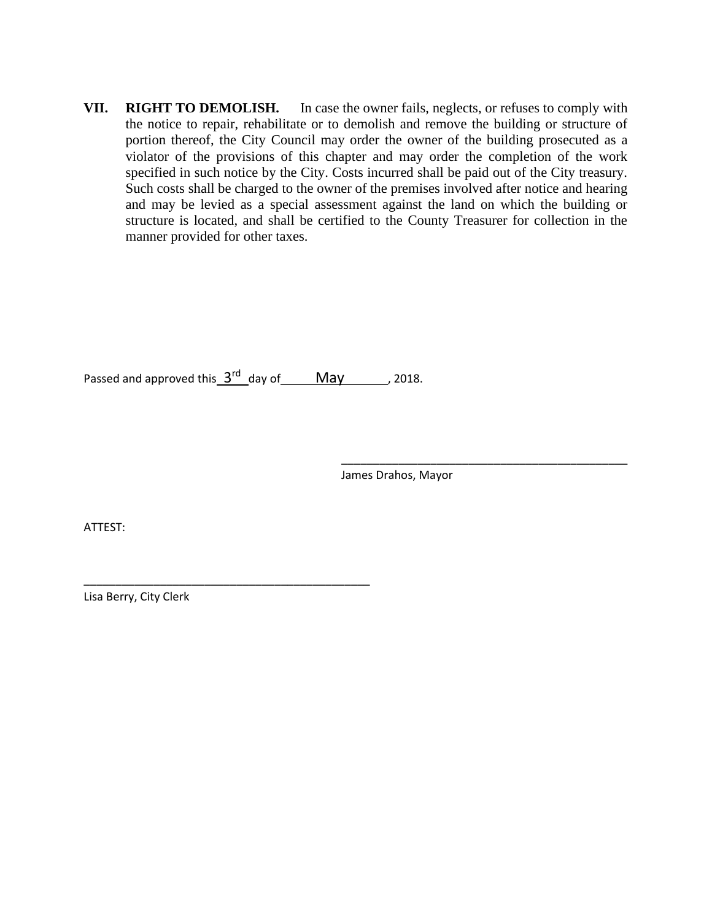**VII. RIGHT TO DEMOLISH.** In case the owner fails, neglects, or refuses to comply with the notice to repair, rehabilitate or to demolish and remove the building or structure of portion thereof, the City Council may order the owner of the building prosecuted as a violator of the provisions of this chapter and may order the completion of the work specified in such notice by the City. Costs incurred shall be paid out of the City treasury. Such costs shall be charged to the owner of the premises involved after notice and hearing and may be levied as a special assessment against the land on which the building or structure is located, and shall be certified to the County Treasurer for collection in the manner provided for other taxes.

Passed and approved this 3rd day of May, 2018.

\_\_\_\_\_\_\_\_\_\_\_\_\_\_\_\_\_\_\_\_\_\_\_\_\_\_\_\_\_\_\_\_\_\_\_\_\_\_\_\_\_\_\_\_
James Drahos, Mayor

ATTEST:

\_\_\_\_\_\_\_\_\_\_\_\_\_\_\_\_\_\_\_\_\_\_\_\_\_\_\_\_\_\_\_\_\_\_\_\_\_\_\_\_\_\_\_\_
Lisa Berry, City Clerk